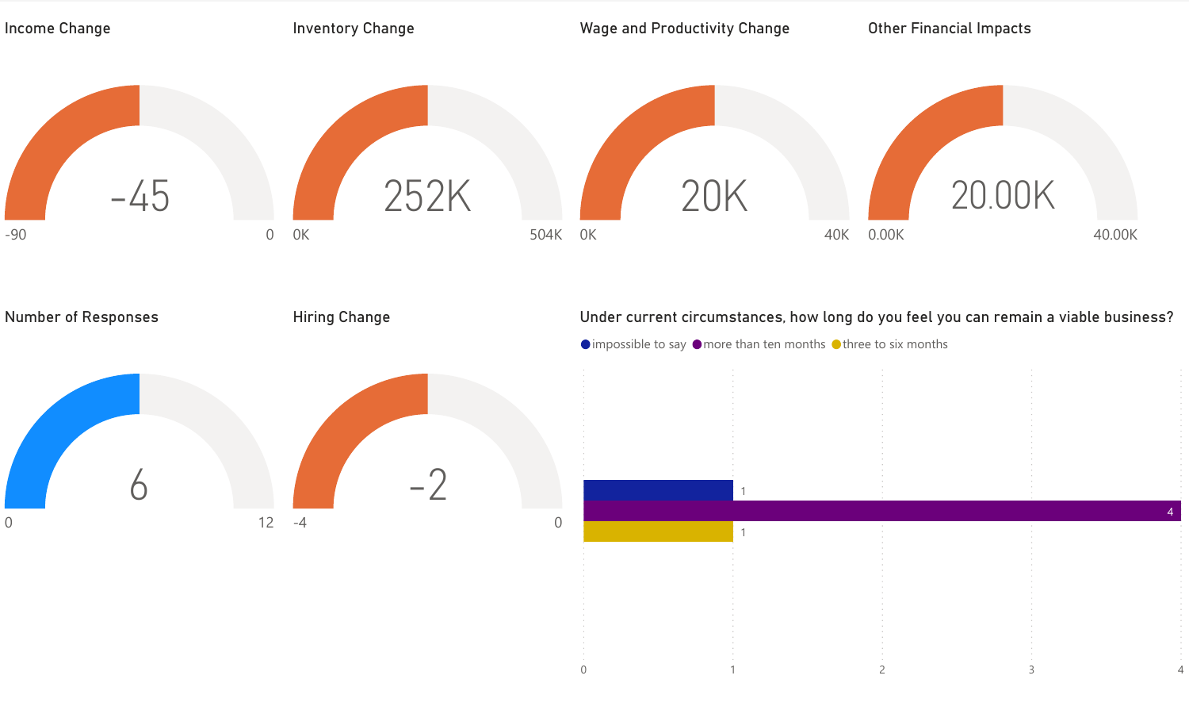### Income Change

-45

-90 | 0

### Inventory Change

252K

0K | 504K

### Wage and Productivity Change

20K

0K | 40K

### Other Financial Impacts

20.00K

0.00K | 40.00K

### Number of Responses

6

0 | 12

### Hiring Change

-2

-4 | 0

### Under current circumstances, how long do you feel you can remain a viable business?

| Response | Count |
| --- | --- |
| impossible to say | 1 |
| more than ten months | 4 |
| three to six months | 1 |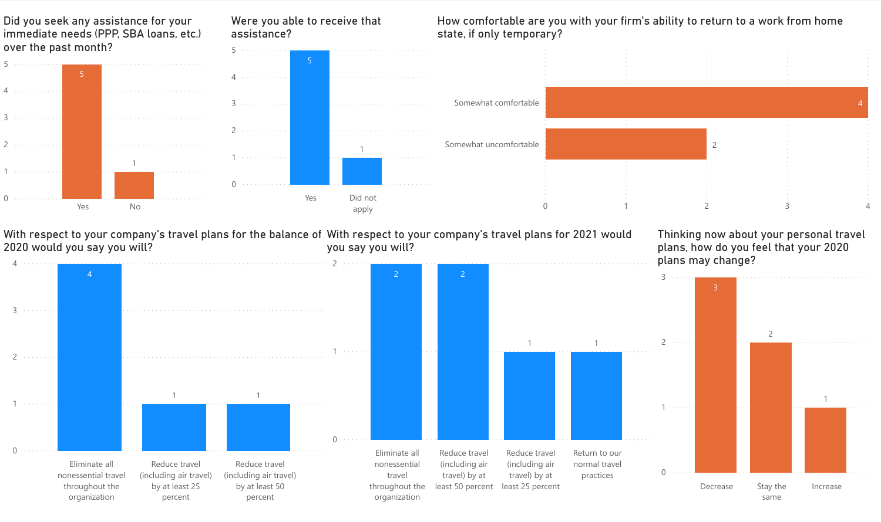Did you seek any assistance for your immediate needs (PPP, SBA loans, etc.) over the past month?

5
4
3
2
1
0

5
1

Yes
No

Were you able to receive that assistance?

5
4
3
2
1
0

5
1

Yes
Did not apply

How comfortable are you with your firm's ability to return to a work from home state, if only temporary?

Somewhat comfortable 4
Somewhat uncomfortable 2

0
1
2
3
4

With respect to your company's travel plans for the balance of 2020 would you say you will?

4
3
2
1
0

4
1
1

Eliminate all nonessential travel throughout the organization
Reduce travel (including air travel) by at least 25 percent
Reduce travel (including air travel) by at least 50 percent

With respect to your company's travel plans for 2021 would you say you will?

2
1
0

2
2
1
1

Eliminate all nonessential travel throughout the organization
Reduce travel (including air travel) by at least 50 percent
Reduce travel (including air travel) by at least 25 percent
Return to our normal travel practices

Thinking now about your personal travel plans, how do you feel that your 2020 plans may change?

3
2
1
0

3
2
1

Decrease
Stay the same
Increase